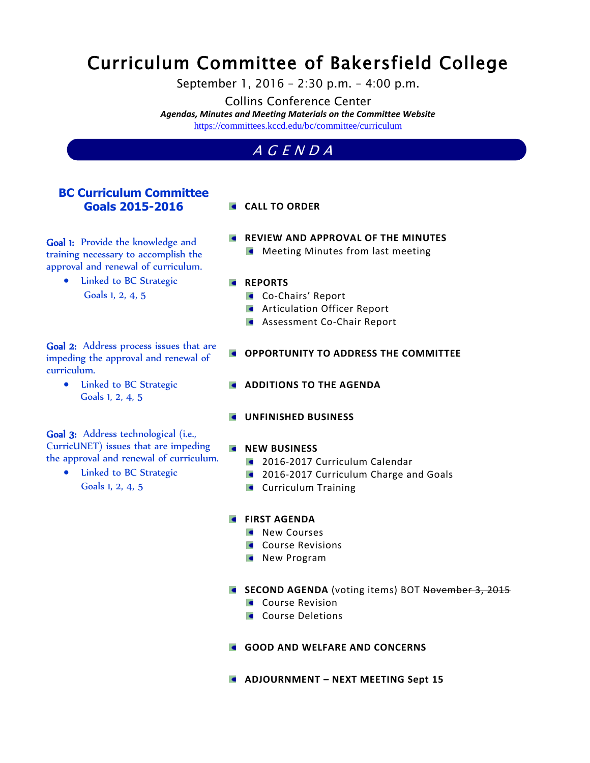# Curriculum Committee of Bakersfield College

September 1, 2016 – 2:30 p.m. – 4:00 p.m.

Collins Conference Center

***Agendas, Minutes and Meeting Materials on the Committee Website***

https://committees.kccd.edu/bc/committee/curriculum

## *AGENDA*

### BC Curriculum Committee Goals 2015-2016

**Goal 1:** Provide the knowledge and training necessary to accomplish the approval and renewal of curriculum.

- Linked to BC Strategic Goals 1, 2, 4, 5

**Goal 2:** Address process issues that are impeding the approval and renewal of curriculum.

- Linked to BC Strategic Goals 1, 2, 4, 5

**Goal 3:** Address technological (i.e., CurricUNET) issues that are impeding the approval and renewal of curriculum.

- Linked to BC Strategic Goals 1, 2, 4, 5

---

- **CALL TO ORDER**
- **REVIEW AND APPROVAL OF THE MINUTES**
  - Meeting Minutes from last meeting
- **REPORTS**
  - Co-Chairs' Report
  - Articulation Officer Report
  - Assessment Co-Chair Report
- **OPPORTUNITY TO ADDRESS THE COMMITTEE**
- **ADDITIONS TO THE AGENDA**
- **UNFINISHED BUSINESS**
- **NEW BUSINESS**
  - 2016-2017 Curriculum Calendar
  - 2016-2017 Curriculum Charge and Goals
  - Curriculum Training
- **FIRST AGENDA**
  - New Courses
  - Course Revisions
  - New Program
- **SECOND AGENDA** (voting items) BOT ~~November 3, 2015~~
  - Course Revision
  - Course Deletions
- **GOOD AND WELFARE AND CONCERNS**
- **ADJOURNMENT – NEXT MEETING Sept 15**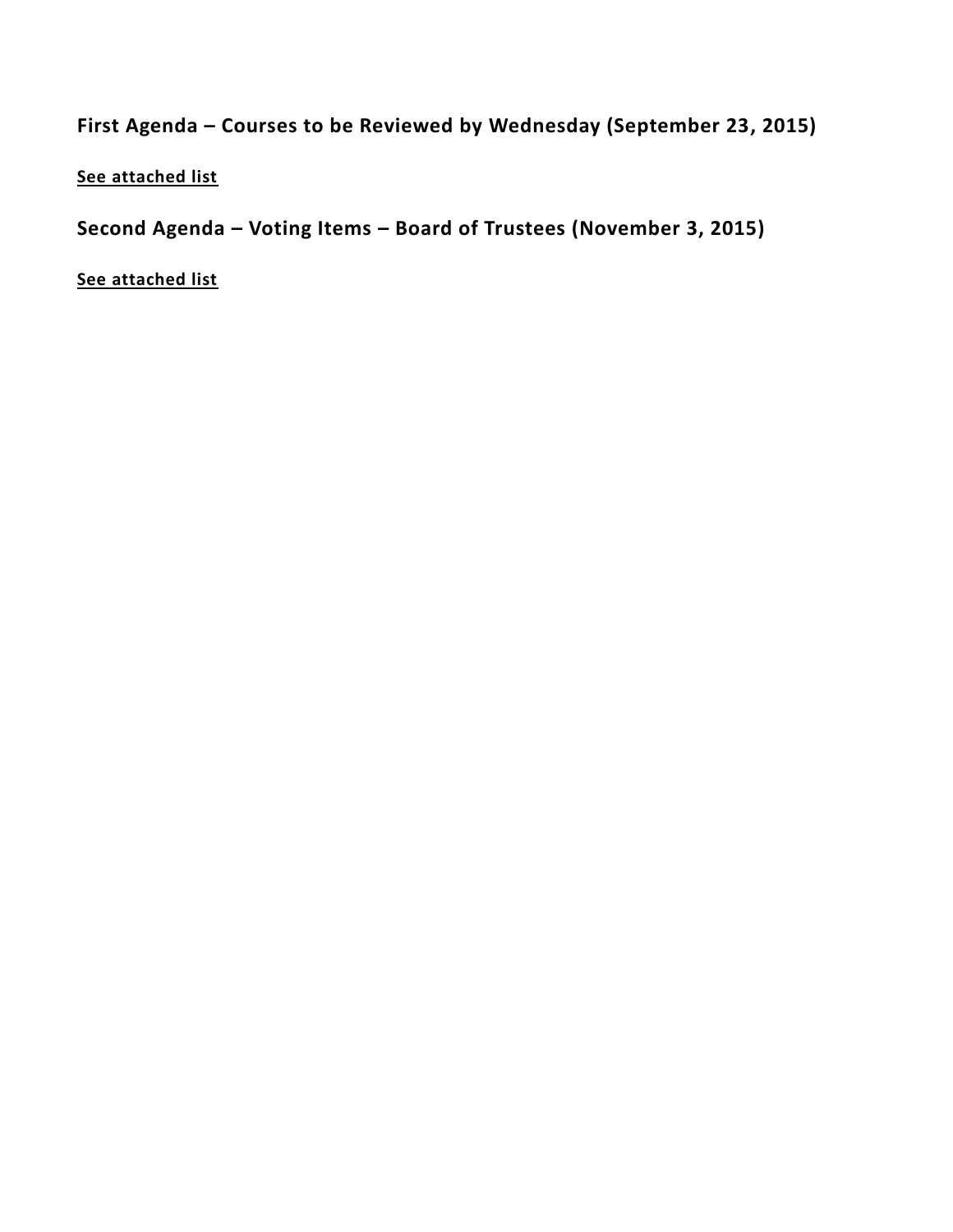## First Agenda – Courses to be Reviewed by Wednesday (September 23, 2015)

**See attached list**

## Second Agenda – Voting Items – Board of Trustees (November 3, 2015)

**See attached list**